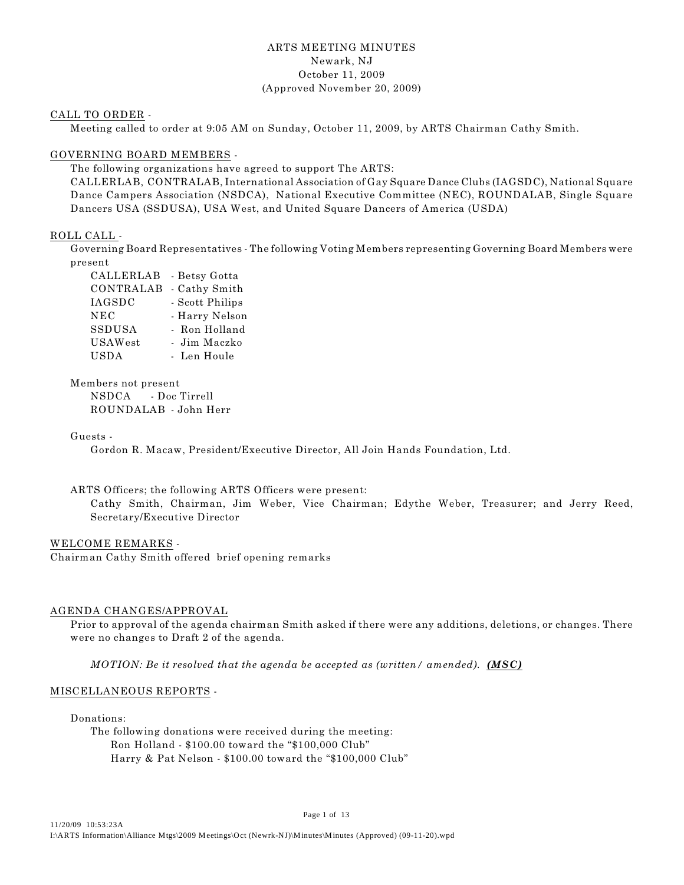ARTS MEETING MINUTES
Newark, NJ
October 11, 2009
(Approved November 20, 2009)

CALL TO ORDER -

Meeting called to order at 9:05 AM on Sunday, October 11, 2009, by ARTS Chairman Cathy Smith.

GOVERNING BOARD MEMBERS -

The following organizations have agreed to support The ARTS:

CALLERLAB, CONTRALAB, International Association of Gay Square Dance Clubs (IAGSDC), National Square Dance Campers Association (NSDCA), National Executive Committee (NEC), ROUNDALAB, Single Square Dancers USA (SSDUSA), USA West, and United Square Dancers of America (USDA)

ROLL CALL -

Governing Board Representatives - The following Voting Members representing Governing Board Members were present

| | |
|---|---|
| CALLERLAB | - Betsy Gotta |
| CONTRALAB | - Cathy Smith |
| IAGSDC | - Scott Philips |
| NEC | - Harry Nelson |
| SSDUSA | - Ron Holland |
| USAWest | - Jim Maczko |
| USDA | - Len Houle |

Members not present

| | |
|---|---|
| NSDCA | - Doc Tirrell |
| ROUNDALAB | - John Herr |

Guests -

Gordon R. Macaw, President/Executive Director, All Join Hands Foundation, Ltd.

ARTS Officers; the following ARTS Officers were present:

Cathy Smith, Chairman, Jim Weber, Vice Chairman; Edythe Weber, Treasurer; and Jerry Reed, Secretary/Executive Director

WELCOME REMARKS -

Chairman Cathy Smith offered brief opening remarks

AGENDA CHANGES/APPROVAL

Prior to approval of the agenda chairman Smith asked if there were any additions, deletions, or changes. There were no changes to Draft 2 of the agenda.

*MOTION: Be it resolved that the agenda be accepted as (written / amended).* ***(MSC)***

MISCELLANEOUS REPORTS -

Donations:

The following donations were received during the meeting:

- Ron Holland - $100.00 toward the "$100,000 Club"
- Harry & Pat Nelson - $100.00 toward the "$100,000 Club"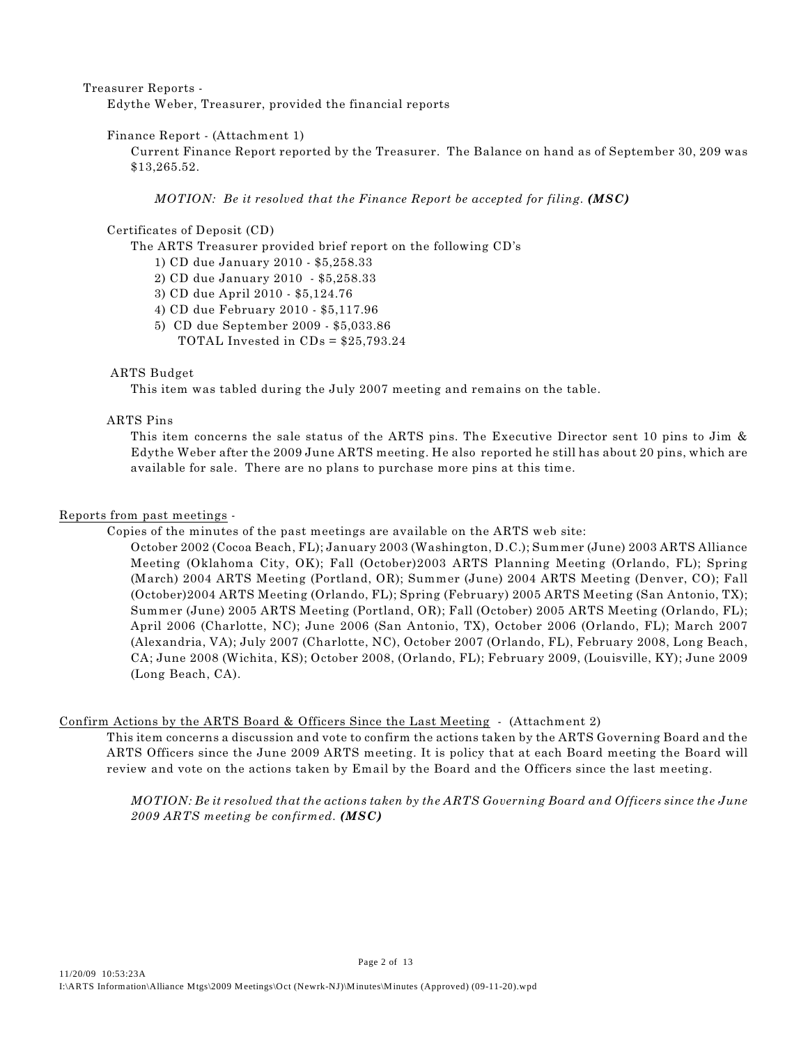Treasurer Reports -

Edythe Weber, Treasurer, provided the financial reports

Finance Report - (Attachment 1)

Current Finance Report reported by the Treasurer. The Balance on hand as of September 30, 209 was $13,265.52.

*MOTION: Be it resolved that the Finance Report be accepted for filing.* ***(MSC)***

Certificates of Deposit (CD)

The ARTS Treasurer provided brief report on the following CD's

1) CD due January 2010 - $5,258.33
2) CD due January 2010 - $5,258.33
3) CD due April 2010 - $5,124.76
4) CD due February 2010 - $5,117.96
5) CD due September 2009 - $5,033.86

TOTAL Invested in CDs = $25,793.24

ARTS Budget

This item was tabled during the July 2007 meeting and remains on the table.

ARTS Pins

This item concerns the sale status of the ARTS pins. The Executive Director sent 10 pins to Jim & Edythe Weber after the 2009 June ARTS meeting. He also reported he still has about 20 pins, which are available for sale. There are no plans to purchase more pins at this time.

Reports from past meetings -

Copies of the minutes of the past meetings are available on the ARTS web site:

October 2002 (Cocoa Beach, FL); January 2003 (Washington, D.C.); Summer (June) 2003 ARTS Alliance Meeting (Oklahoma City, OK); Fall (October)2003 ARTS Planning Meeting (Orlando, FL); Spring (March) 2004 ARTS Meeting (Portland, OR); Summer (June) 2004 ARTS Meeting (Denver, CO); Fall (October)2004 ARTS Meeting (Orlando, FL); Spring (February) 2005 ARTS Meeting (San Antonio, TX); Summer (June) 2005 ARTS Meeting (Portland, OR); Fall (October) 2005 ARTS Meeting (Orlando, FL); April 2006 (Charlotte, NC); June 2006 (San Antonio, TX), October 2006 (Orlando, FL); March 2007 (Alexandria, VA); July 2007 (Charlotte, NC), October 2007 (Orlando, FL), February 2008, Long Beach, CA; June 2008 (Wichita, KS); October 2008, (Orlando, FL); February 2009, (Louisville, KY); June 2009 (Long Beach, CA).

Confirm Actions by the ARTS Board & Officers Since the Last Meeting - (Attachment 2)

This item concerns a discussion and vote to confirm the actions taken by the ARTS Governing Board and the ARTS Officers since the June 2009 ARTS meeting. It is policy that at each Board meeting the Board will review and vote on the actions taken by Email by the Board and the Officers since the last meeting.

*MOTION: Be it resolved that the actions taken by the ARTS Governing Board and Officers since the June 2009 ARTS meeting be confirmed.* ***(MSC)***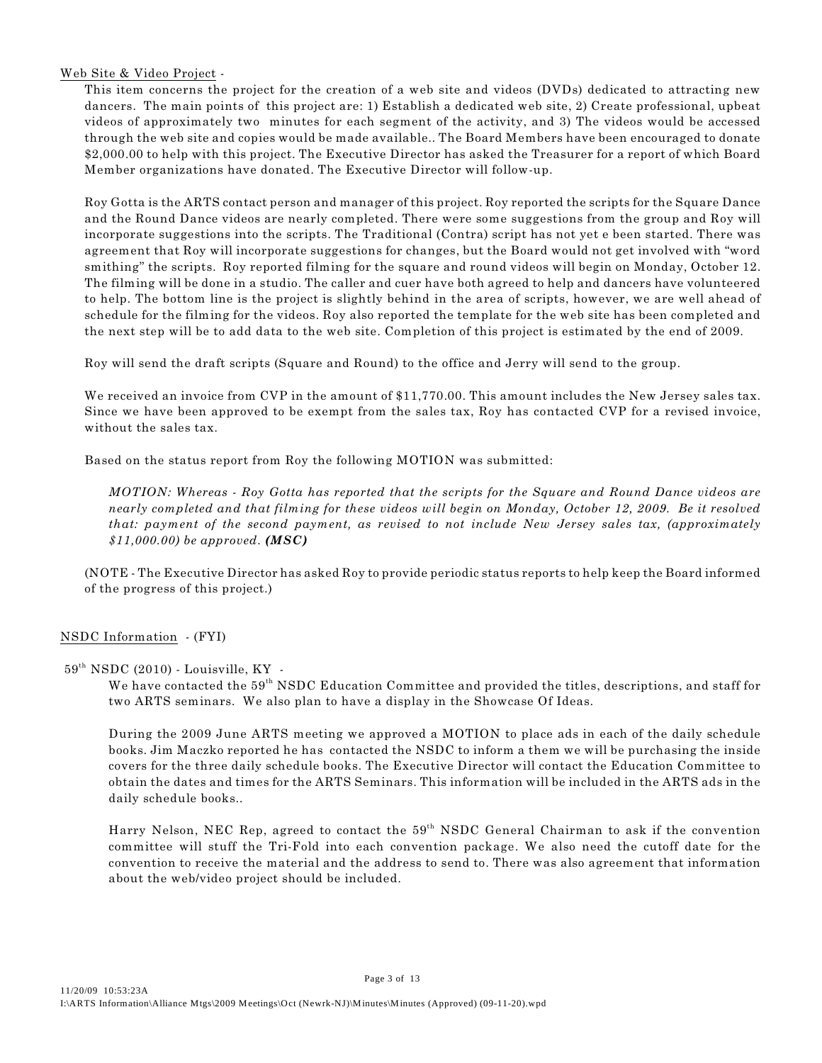Web Site & Video Project -

This item concerns the project for the creation of a web site and videos (DVDs) dedicated to attracting new dancers. The main points of this project are: 1) Establish a dedicated web site, 2) Create professional, upbeat videos of approximately two minutes for each segment of the activity, and 3) The videos would be accessed through the web site and copies would be made available.. The Board Members have been encouraged to donate $2,000.00 to help with this project. The Executive Director has asked the Treasurer for a report of which Board Member organizations have donated. The Executive Director will follow-up.

Roy Gotta is the ARTS contact person and manager of this project. Roy reported the scripts for the Square Dance and the Round Dance videos are nearly completed. There were some suggestions from the group and Roy will incorporate suggestions into the scripts. The Traditional (Contra) script has not yet e been started. There was agreement that Roy will incorporate suggestions for changes, but the Board would not get involved with "word smithing" the scripts. Roy reported filming for the square and round videos will begin on Monday, October 12. The filming will be done in a studio. The caller and cuer have both agreed to help and dancers have volunteered to help. The bottom line is the project is slightly behind in the area of scripts, however, we are well ahead of schedule for the filming for the videos. Roy also reported the template for the web site has been completed and the next step will be to add data to the web site. Completion of this project is estimated by the end of 2009.

Roy will send the draft scripts (Square and Round) to the office and Jerry will send to the group.

We received an invoice from CVP in the amount of $11,770.00. This amount includes the New Jersey sales tax. Since we have been approved to be exempt from the sales tax, Roy has contacted CVP for a revised invoice, without the sales tax.

Based on the status report from Roy the following MOTION was submitted:

*MOTION: Whereas - Roy Gotta has reported that the scripts for the Square and Round Dance videos are nearly completed and that filming for these videos will begin on Monday, October 12, 2009. Be it resolved that: payment of the second payment, as revised to not include New Jersey sales tax, (approximately $11,000.00) be approved.* ***(MSC)***

(NOTE - The Executive Director has asked Roy to provide periodic status reports to help keep the Board informed of the progress of this project.)

NSDC Information - (FYI)

59th NSDC (2010) - Louisville, KY -

We have contacted the 59th NSDC Education Committee and provided the titles, descriptions, and staff for two ARTS seminars. We also plan to have a display in the Showcase Of Ideas.

During the 2009 June ARTS meeting we approved a MOTION to place ads in each of the daily schedule books. Jim Maczko reported he has contacted the NSDC to inform a them we will be purchasing the inside covers for the three daily schedule books. The Executive Director will contact the Education Committee to obtain the dates and times for the ARTS Seminars. This information will be included in the ARTS ads in the daily schedule books..

Harry Nelson, NEC Rep, agreed to contact the 59th NSDC General Chairman to ask if the convention committee will stuff the Tri-Fold into each convention package. We also need the cutoff date for the convention to receive the material and the address to send to. There was also agreement that information about the web/video project should be included.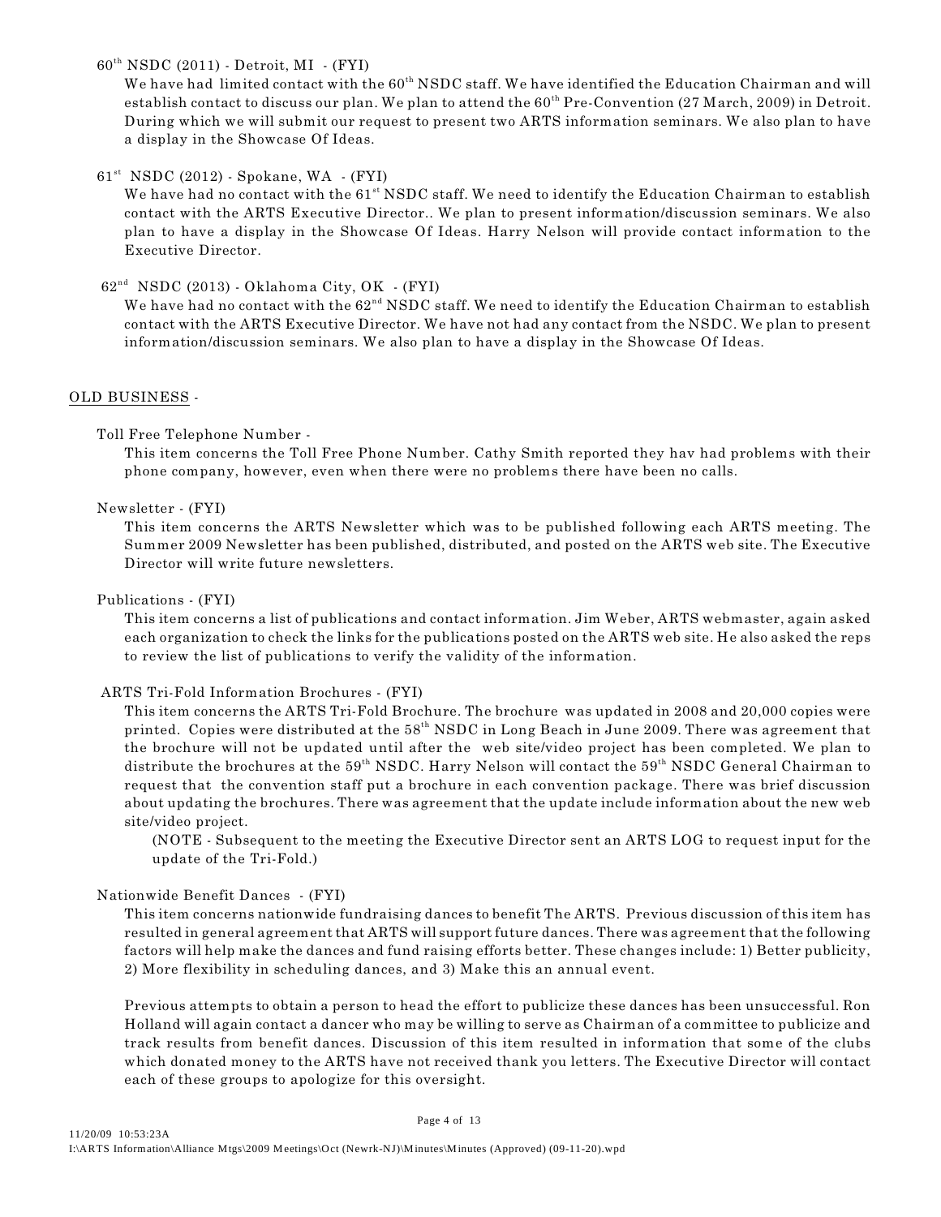60th NSDC (2011) - Detroit, MI - (FYI)

We have had limited contact with the 60th NSDC staff. We have identified the Education Chairman and will establish contact to discuss our plan. We plan to attend the 60th Pre-Convention (27 March, 2009) in Detroit. During which we will submit our request to present two ARTS information seminars. We also plan to have a display in the Showcase Of Ideas.

61st NSDC (2012) - Spokane, WA - (FYI)

We have had no contact with the 61st NSDC staff. We need to identify the Education Chairman to establish contact with the ARTS Executive Director.. We plan to present information/discussion seminars. We also plan to have a display in the Showcase Of Ideas. Harry Nelson will provide contact information to the Executive Director.

62nd NSDC (2013) - Oklahoma City, OK - (FYI)

We have had no contact with the 62nd NSDC staff. We need to identify the Education Chairman to establish contact with the ARTS Executive Director. We have not had any contact from the NSDC. We plan to present information/discussion seminars. We also plan to have a display in the Showcase Of Ideas.

## OLD BUSINESS -

Toll Free Telephone Number -

This item concerns the Toll Free Phone Number. Cathy Smith reported they hav had problems with their phone company, however, even when there were no problems there have been no calls.

Newsletter - (FYI)

This item concerns the ARTS Newsletter which was to be published following each ARTS meeting. The Summer 2009 Newsletter has been published, distributed, and posted on the ARTS web site. The Executive Director will write future newsletters.

Publications - (FYI)

This item concerns a list of publications and contact information. Jim Weber, ARTS webmaster, again asked each organization to check the links for the publications posted on the ARTS web site. He also asked the reps to review the list of publications to verify the validity of the information.

ARTS Tri-Fold Information Brochures - (FYI)

This item concerns the ARTS Tri-Fold Brochure. The brochure was updated in 2008 and 20,000 copies were printed. Copies were distributed at the 58th NSDC in Long Beach in June 2009. There was agreement that the brochure will not be updated until after the web site/video project has been completed. We plan to distribute the brochures at the 59th NSDC. Harry Nelson will contact the 59th NSDC General Chairman to request that the convention staff put a brochure in each convention package. There was brief discussion about updating the brochures. There was agreement that the update include information about the new web site/video project.

(NOTE - Subsequent to the meeting the Executive Director sent an ARTS LOG to request input for the update of the Tri-Fold.)

Nationwide Benefit Dances - (FYI)

This item concerns nationwide fundraising dances to benefit The ARTS. Previous discussion of this item has resulted in general agreement that ARTS will support future dances. There was agreement that the following factors will help make the dances and fund raising efforts better. These changes include: 1) Better publicity, 2) More flexibility in scheduling dances, and 3) Make this an annual event.

Previous attempts to obtain a person to head the effort to publicize these dances has been unsuccessful. Ron Holland will again contact a dancer who may be willing to serve as Chairman of a committee to publicize and track results from benefit dances. Discussion of this item resulted in information that some of the clubs which donated money to the ARTS have not received thank you letters. The Executive Director will contact each of these groups to apologize for this oversight.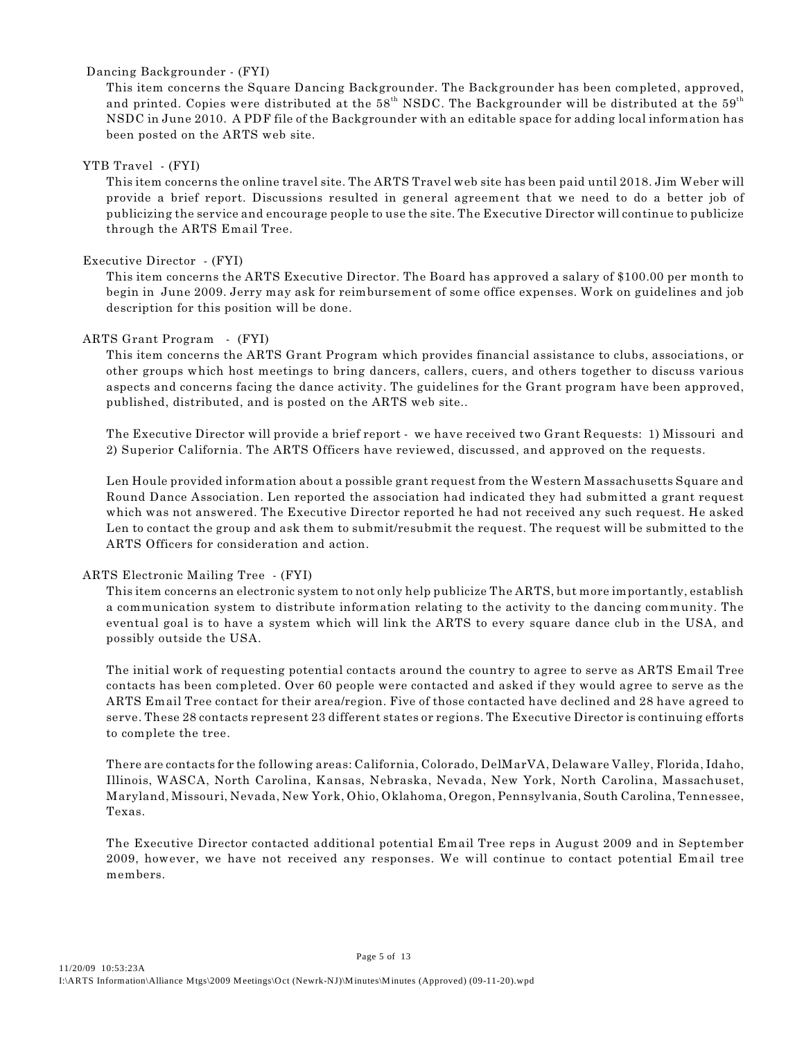Dancing Backgrounder - (FYI)

This item concerns the Square Dancing Backgrounder. The Backgrounder has been completed, approved, and printed. Copies were distributed at the 58[th] NSDC. The Backgrounder will be distributed at the 59[th] NSDC in June 2010. A PDF file of the Backgrounder with an editable space for adding local information has been posted on the ARTS web site.

YTB Travel - (FYI)

This item concerns the online travel site. The ARTS Travel web site has been paid until 2018. Jim Weber will provide a brief report. Discussions resulted in general agreement that we need to do a better job of publicizing the service and encourage people to use the site. The Executive Director will continue to publicize through the ARTS Email Tree.

Executive Director - (FYI)

This item concerns the ARTS Executive Director. The Board has approved a salary of $100.00 per month to begin in June 2009. Jerry may ask for reimbursement of some office expenses. Work on guidelines and job description for this position will be done.

ARTS Grant Program - (FYI)

This item concerns the ARTS Grant Program which provides financial assistance to clubs, associations, or other groups which host meetings to bring dancers, callers, cuers, and others together to discuss various aspects and concerns facing the dance activity. The guidelines for the Grant program have been approved, published, distributed, and is posted on the ARTS web site..

The Executive Director will provide a brief report - we have received two Grant Requests: 1) Missouri and 2) Superior California. The ARTS Officers have reviewed, discussed, and approved on the requests.

Len Houle provided information about a possible grant request from the Western Massachusetts Square and Round Dance Association. Len reported the association had indicated they had submitted a grant request which was not answered. The Executive Director reported he had not received any such request. He asked Len to contact the group and ask them to submit/resubmit the request. The request will be submitted to the ARTS Officers for consideration and action.

ARTS Electronic Mailing Tree - (FYI)

This item concerns an electronic system to not only help publicize The ARTS, but more importantly, establish a communication system to distribute information relating to the activity to the dancing community. The eventual goal is to have a system which will link the ARTS to every square dance club in the USA, and possibly outside the USA.

The initial work of requesting potential contacts around the country to agree to serve as ARTS Email Tree contacts has been completed. Over 60 people were contacted and asked if they would agree to serve as the ARTS Email Tree contact for their area/region. Five of those contacted have declined and 28 have agreed to serve. These 28 contacts represent 23 different states or regions. The Executive Director is continuing efforts to complete the tree.

There are contacts for the following areas: California, Colorado, DelMarVA, Delaware Valley, Florida, Idaho, Illinois, WASCA, North Carolina, Kansas, Nebraska, Nevada, New York, North Carolina, Massachuset, Maryland, Missouri, Nevada, New York, Ohio, Oklahoma, Oregon, Pennsylvania, South Carolina, Tennessee, Texas.

The Executive Director contacted additional potential Email Tree reps in August 2009 and in September 2009, however, we have not received any responses. We will continue to contact potential Email tree members.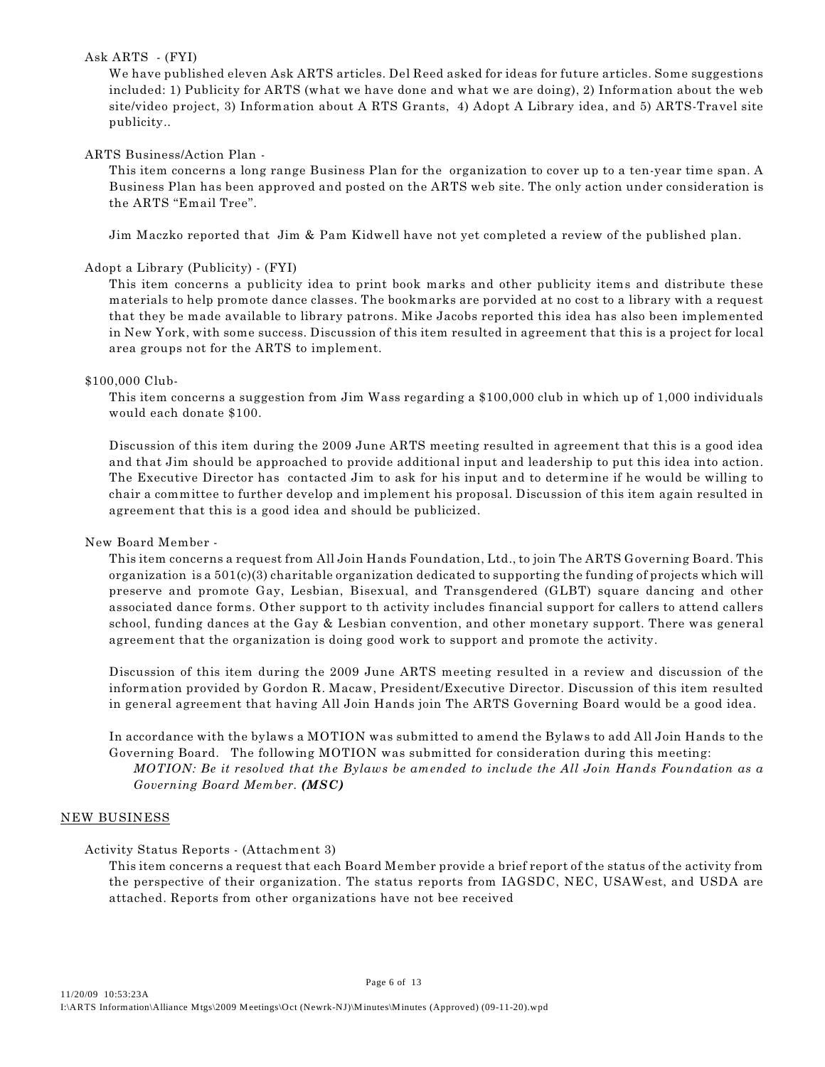Ask ARTS - (FYI)

We have published eleven Ask ARTS articles. Del Reed asked for ideas for future articles. Some suggestions included: 1) Publicity for ARTS (what we have done and what we are doing), 2) Information about the web site/video project, 3) Information about A RTS Grants, 4) Adopt A Library idea, and 5) ARTS-Travel site publicity..

ARTS Business/Action Plan -

This item concerns a long range Business Plan for the organization to cover up to a ten-year time span. A Business Plan has been approved and posted on the ARTS web site. The only action under consideration is the ARTS "Email Tree".

Jim Maczko reported that Jim & Pam Kidwell have not yet completed a review of the published plan.

Adopt a Library (Publicity) - (FYI)

This item concerns a publicity idea to print book marks and other publicity items and distribute these materials to help promote dance classes. The bookmarks are porvided at no cost to a library with a request that they be made available to library patrons. Mike Jacobs reported this idea has also been implemented in New York, with some success. Discussion of this item resulted in agreement that this is a project for local area groups not for the ARTS to implement.

$100,000 Club-

This item concerns a suggestion from Jim Wass regarding a $100,000 club in which up of 1,000 individuals would each donate $100.

Discussion of this item during the 2009 June ARTS meeting resulted in agreement that this is a good idea and that Jim should be approached to provide additional input and leadership to put this idea into action. The Executive Director has contacted Jim to ask for his input and to determine if he would be willing to chair a committee to further develop and implement his proposal. Discussion of this item again resulted in agreement that this is a good idea and should be publicized.

New Board Member -

This item concerns a request from All Join Hands Foundation, Ltd., to join The ARTS Governing Board. This organization is a 501(c)(3) charitable organization dedicated to supporting the funding of projects which will preserve and promote Gay, Lesbian, Bisexual, and Transgendered (GLBT) square dancing and other associated dance forms. Other support to th activity includes financial support for callers to attend callers school, funding dances at the Gay & Lesbian convention, and other monetary support. There was general agreement that the organization is doing good work to support and promote the activity.

Discussion of this item during the 2009 June ARTS meeting resulted in a review and discussion of the information provided by Gordon R. Macaw, President/Executive Director. Discussion of this item resulted in general agreement that having All Join Hands join The ARTS Governing Board would be a good idea.

In accordance with the bylaws a MOTION was submitted to amend the Bylaws to add All Join Hands to the Governing Board. The following MOTION was submitted for consideration during this meeting:

*MOTION: Be it resolved that the Bylaws be amended to include the All Join Hands Foundation as a Governing Board Member.* ***(MSC)***

## NEW BUSINESS

Activity Status Reports - (Attachment 3)

This item concerns a request that each Board Member provide a brief report of the status of the activity from the perspective of their organization. The status reports from IAGSDC, NEC, USAWest, and USDA are attached. Reports from other organizations have not bee received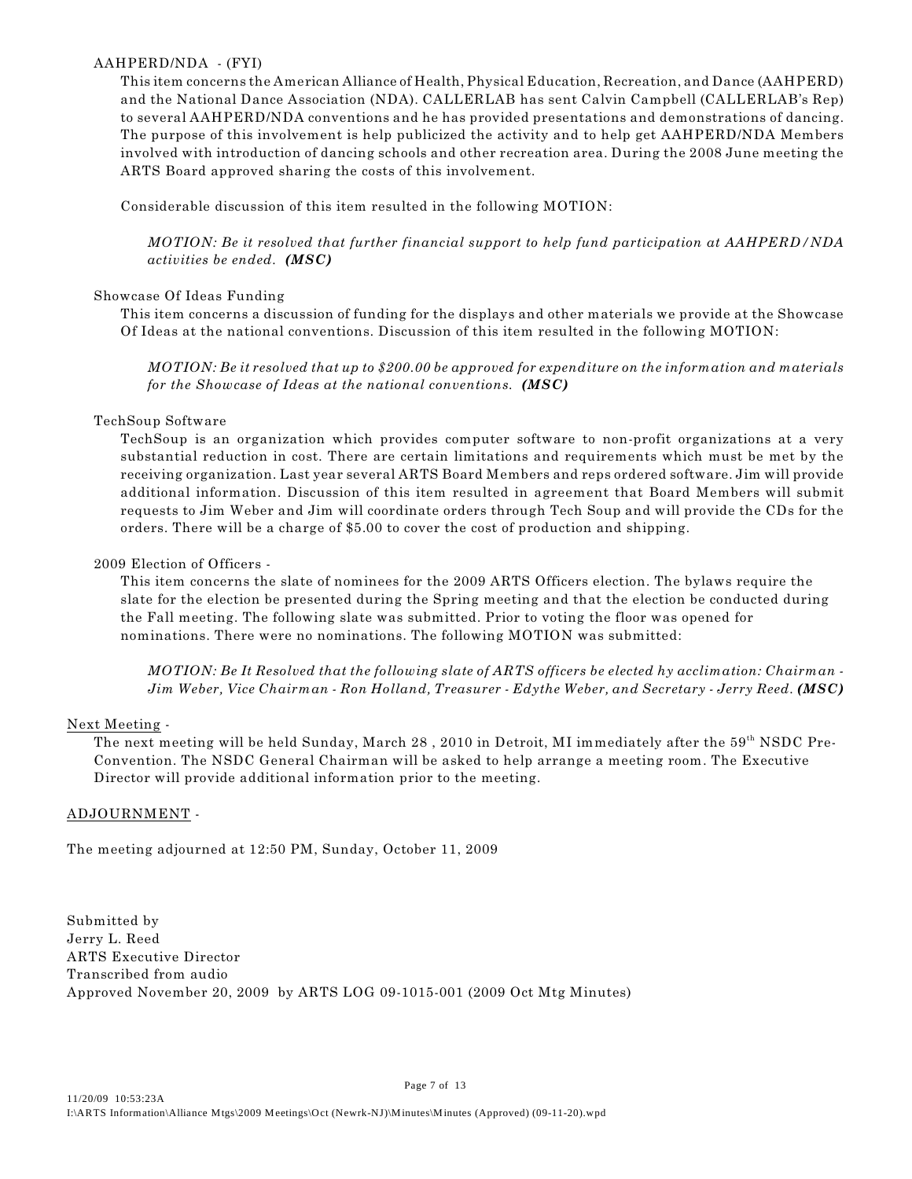AAHPERD/NDA - (FYI)

This item concerns the American Alliance of Health, Physical Education, Recreation, and Dance (AAHPERD) and the National Dance Association (NDA). CALLERLAB has sent Calvin Campbell (CALLERLAB's Rep) to several AAHPERD/NDA conventions and he has provided presentations and demonstrations of dancing. The purpose of this involvement is help publicized the activity and to help get AAHPERD/NDA Members involved with introduction of dancing schools and other recreation area. During the 2008 June meeting the ARTS Board approved sharing the costs of this involvement.

Considerable discussion of this item resulted in the following MOTION:

*MOTION: Be it resolved that further financial support to help fund participation at AAHPERD/NDA activities be ended.* ***(MSC)***

Showcase Of Ideas Funding

This item concerns a discussion of funding for the displays and other materials we provide at the Showcase Of Ideas at the national conventions. Discussion of this item resulted in the following MOTION:

*MOTION: Be it resolved that up to $200.00 be approved for expenditure on the information and materials for the Showcase of Ideas at the national conventions.* ***(MSC)***

TechSoup Software

TechSoup is an organization which provides computer software to non-profit organizations at a very substantial reduction in cost. There are certain limitations and requirements which must be met by the receiving organization. Last year several ARTS Board Members and reps ordered software. Jim will provide additional information. Discussion of this item resulted in agreement that Board Members will submit requests to Jim Weber and Jim will coordinate orders through Tech Soup and will provide the CDs for the orders. There will be a charge of $5.00 to cover the cost of production and shipping.

2009 Election of Officers -

This item concerns the slate of nominees for the 2009 ARTS Officers election. The bylaws require the slate for the election be presented during the Spring meeting and that the election be conducted during the Fall meeting. The following slate was submitted. Prior to voting the floor was opened for nominations. There were no nominations. The following MOTION was submitted:

*MOTION: Be It Resolved that the following slate of ARTS officers be elected hy acclimation: Chairman - Jim Weber, Vice Chairman - Ron Holland, Treasurer - Edythe Weber, and Secretary - Jerry Reed.* ***(MSC)***

Next Meeting -

The next meeting will be held Sunday, March 28 , 2010 in Detroit, MI immediately after the 59th NSDC Pre-Convention. The NSDC General Chairman will be asked to help arrange a meeting room. The Executive Director will provide additional information prior to the meeting.

ADJOURNMENT -

The meeting adjourned at 12:50 PM, Sunday, October 11, 2009

Submitted by
Jerry L. Reed
ARTS Executive Director
Transcribed from audio
Approved November 20, 2009 by ARTS LOG 09-1015-001 (2009 Oct Mtg Minutes)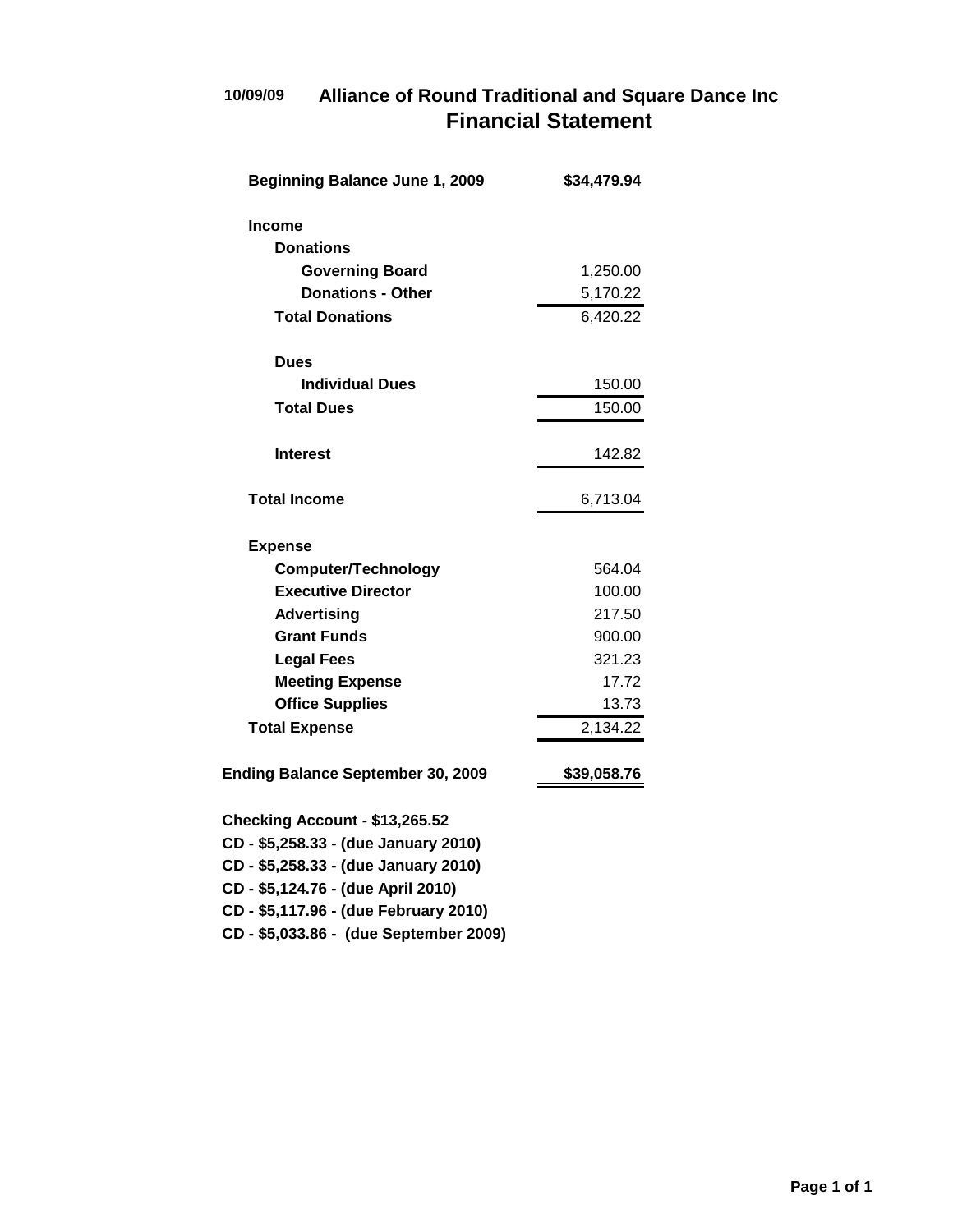10/09/09

# Alliance of Round Traditional and Square Dance Inc
## Financial Statement

| | |
|---|---|
| **Beginning Balance June 1, 2009** | **$34,479.94** |
| **Income** | |
| **Donations** | |
| **Governing Board** | 1,250.00 |
| **Donations - Other** | 5,170.22 |
| **Total Donations** | 6,420.22 |
| **Dues** | |
| **Individual Dues** | 150.00 |
| **Total Dues** | 150.00 |
| **Interest** | 142.82 |
| **Total Income** | 6,713.04 |
| **Expense** | |
| **Computer/Technology** | 564.04 |
| **Executive Director** | 100.00 |
| **Advertising** | 217.50 |
| **Grant Funds** | 900.00 |
| **Legal Fees** | 321.23 |
| **Meeting Expense** | 17.72 |
| **Office Supplies** | 13.73 |
| **Total Expense** | 2,134.22 |
| **Ending Balance September 30, 2009** | **$39,058.76** |

**Checking Account - $13,265.52**
**CD - $5,258.33 - (due January 2010)**
**CD - $5,258.33 - (due January 2010)**
**CD - $5,124.76 - (due April 2010)**
**CD - $5,117.96 - (due February 2010)**
**CD - $5,033.86 - (due September 2009)**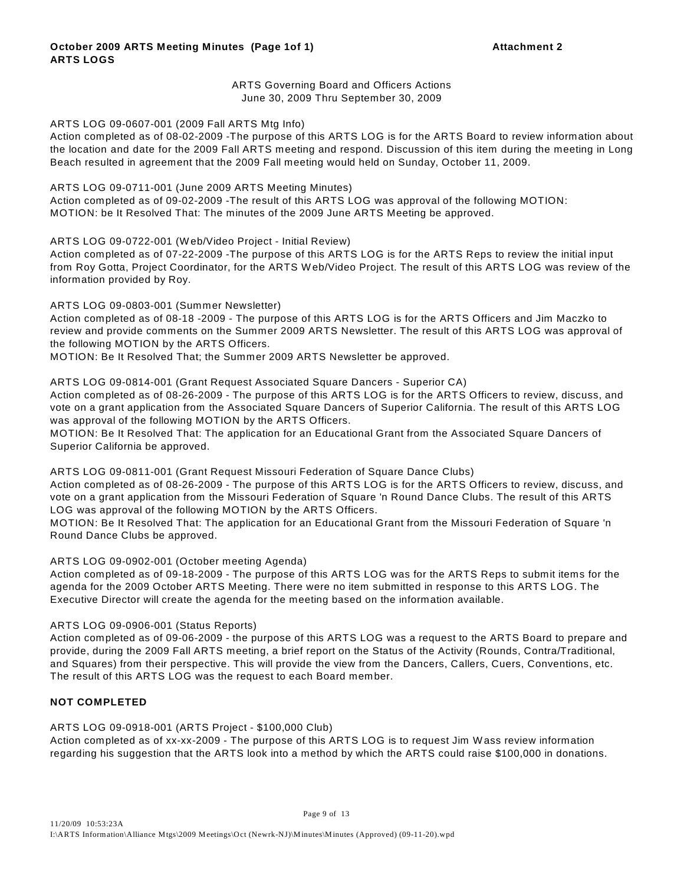**October 2009 ARTS Meeting Minutes (Page 1of 1)** **Attachment 2**
**ARTS LOGS**

ARTS Governing Board and Officers Actions
June 30, 2009 Thru September 30, 2009

ARTS LOG 09-0607-001 (2009 Fall ARTS Mtg Info)
Action completed as of 08-02-2009 -The purpose of this ARTS LOG is for the ARTS Board to review information about the location and date for the 2009 Fall ARTS meeting and respond. Discussion of this item during the meeting in Long Beach resulted in agreement that the 2009 Fall meeting would held on Sunday, October 11, 2009.

ARTS LOG 09-0711-001 (June 2009 ARTS Meeting Minutes)
Action completed as of 09-02-2009 -The result of this ARTS LOG was approval of the following MOTION:
MOTION: be It Resolved That: The minutes of the 2009 June ARTS Meeting be approved.

ARTS LOG 09-0722-001 (Web/Video Project - Initial Review)
Action completed as of 07-22-2009 -The purpose of this ARTS LOG is for the ARTS Reps to review the initial input from Roy Gotta, Project Coordinator, for the ARTS Web/Video Project. The result of this ARTS LOG was review of the information provided by Roy.

ARTS LOG 09-0803-001 (Summer Newsletter)
Action completed as of 08-18 -2009 - The purpose of this ARTS LOG is for the ARTS Officers and Jim Maczko to review and provide comments on the Summer 2009 ARTS Newsletter. The result of this ARTS LOG was approval of the following MOTION by the ARTS Officers.
MOTION: Be It Resolved That; the Summer 2009 ARTS Newsletter be approved.

ARTS LOG 09-0814-001 (Grant Request Associated Square Dancers - Superior CA)
Action completed as of 08-26-2009 - The purpose of this ARTS LOG is for the ARTS Officers to review, discuss, and vote on a grant application from the Associated Square Dancers of Superior California. The result of this ARTS LOG was approval of the following MOTION by the ARTS Officers.
MOTION: Be It Resolved That: The application for an Educational Grant from the Associated Square Dancers of Superior California be approved.

ARTS LOG 09-0811-001 (Grant Request Missouri Federation of Square Dance Clubs)
Action completed as of 08-26-2009 - The purpose of this ARTS LOG is for the ARTS Officers to review, discuss, and vote on a grant application from the Missouri Federation of Square 'n Round Dance Clubs. The result of this ARTS LOG was approval of the following MOTION by the ARTS Officers.
MOTION: Be It Resolved That: The application for an Educational Grant from the Missouri Federation of Square 'n Round Dance Clubs be approved.

ARTS LOG 09-0902-001 (October meeting Agenda)
Action completed as of 09-18-2009 - The purpose of this ARTS LOG was for the ARTS Reps to submit items for the agenda for the 2009 October ARTS Meeting. There were no item submitted in response to this ARTS LOG. The Executive Director will create the agenda for the meeting based on the information available.

ARTS LOG 09-0906-001 (Status Reports)
Action completed as of 09-06-2009 - the purpose of this ARTS LOG was a request to the ARTS Board to prepare and provide, during the 2009 Fall ARTS meeting, a brief report on the Status of the Activity (Rounds, Contra/Traditional, and Squares) from their perspective. This will provide the view from the Dancers, Callers, Cuers, Conventions, etc. The result of this ARTS LOG was the request to each Board member.

**NOT COMPLETED**

ARTS LOG 09-0918-001 (ARTS Project - $100,000 Club)
Action completed as of xx-xx-2009 - The purpose of this ARTS LOG is to request Jim Wass review information regarding his suggestion that the ARTS look into a method by which the ARTS could raise $100,000 in donations.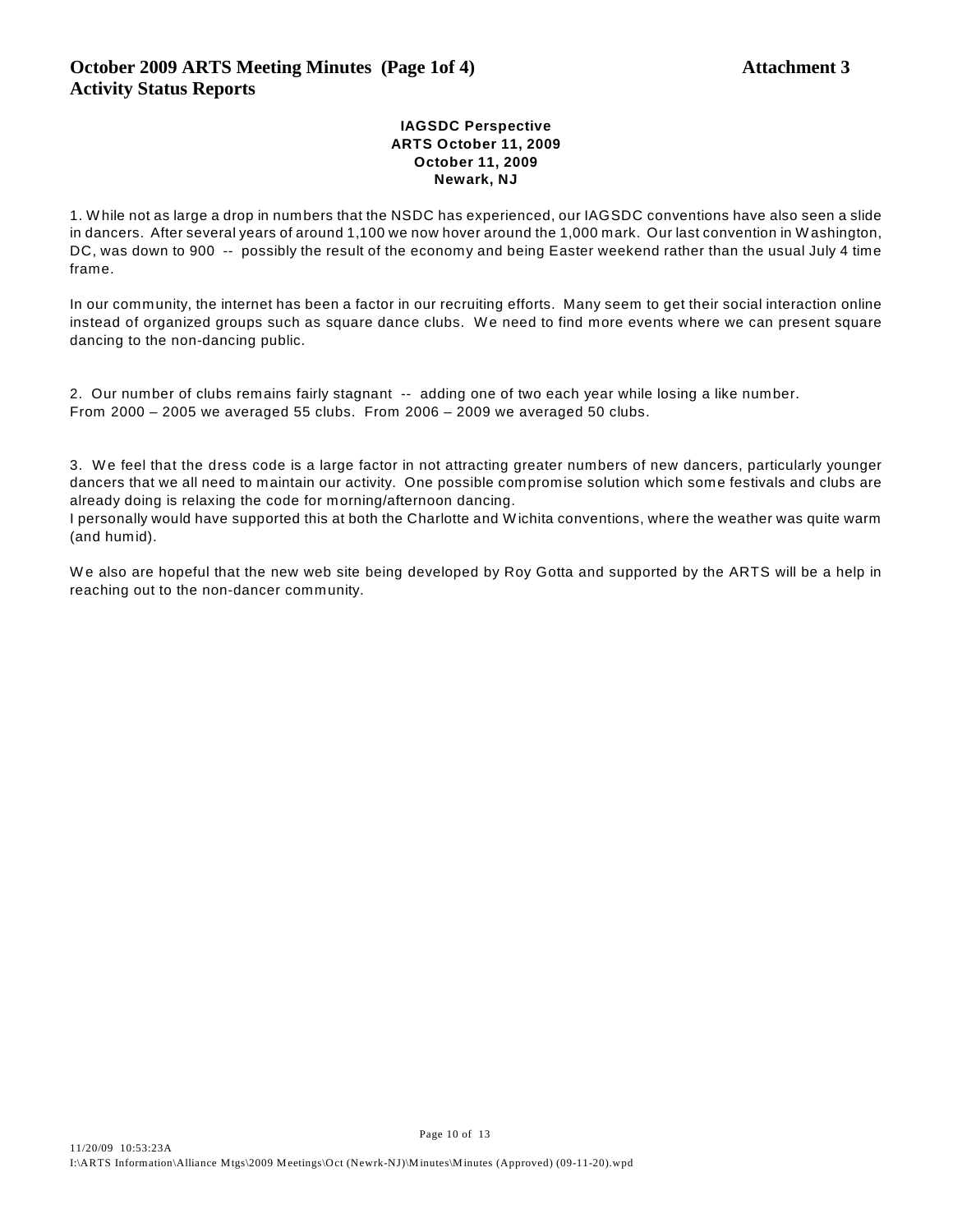**October 2009 ARTS Meeting Minutes (Page 1of 4) Attachment 3**
**Activity Status Reports**

**IAGSDC Perspective**
**ARTS October 11, 2009**
**October 11, 2009**
**Newark, NJ**

1. While not as large a drop in numbers that the NSDC has experienced, our IAGSDC conventions have also seen a slide in dancers. After several years of around 1,100 we now hover around the 1,000 mark. Our last convention in Washington, DC, was down to 900 -- possibly the result of the economy and being Easter weekend rather than the usual July 4 time frame.

In our community, the internet has been a factor in our recruiting efforts. Many seem to get their social interaction online instead of organized groups such as square dance clubs. We need to find more events where we can present square dancing to the non-dancing public.

2. Our number of clubs remains fairly stagnant -- adding one of two each year while losing a like number.
From 2000 – 2005 we averaged 55 clubs. From 2006 – 2009 we averaged 50 clubs.

3. We feel that the dress code is a large factor in not attracting greater numbers of new dancers, particularly younger dancers that we all need to maintain our activity. One possible compromise solution which some festivals and clubs are already doing is relaxing the code for morning/afternoon dancing.
I personally would have supported this at both the Charlotte and Wichita conventions, where the weather was quite warm (and humid).

We also are hopeful that the new web site being developed by Roy Gotta and supported by the ARTS will be a help in reaching out to the non-dancer community.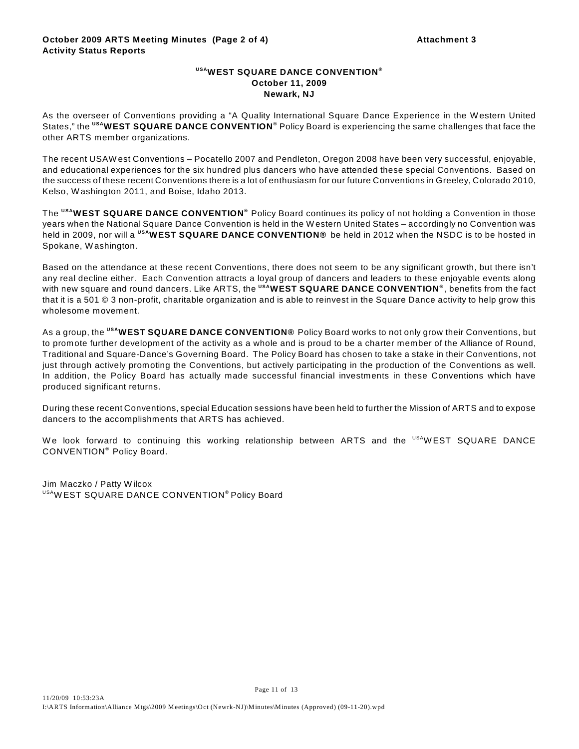**October 2009 ARTS Meeting Minutes (Page 2 of 4)** **Attachment 3**
**Activity Status Reports**

## USAWEST SQUARE DANCE CONVENTION®
**October 11, 2009**
**Newark, NJ**

As the overseer of Conventions providing a "A Quality International Square Dance Experience in the Western United States," the **USAWEST SQUARE DANCE CONVENTION®** Policy Board is experiencing the same challenges that face the other ARTS member organizations.

The recent USAWest Conventions – Pocatello 2007 and Pendleton, Oregon 2008 have been very successful, enjoyable, and educational experiences for the six hundred plus dancers who have attended these special Conventions. Based on the success of these recent Conventions there is a lot of enthusiasm for our future Conventions in Greeley, Colorado 2010, Kelso, Washington 2011, and Boise, Idaho 2013.

The **USAWEST SQUARE DANCE CONVENTION®** Policy Board continues its policy of not holding a Convention in those years when the National Square Dance Convention is held in the Western United States – accordingly no Convention was held in 2009, nor will a **USAWEST SQUARE DANCE CONVENTION®** be held in 2012 when the NSDC is to be hosted in Spokane, Washington.

Based on the attendance at these recent Conventions, there does not seem to be any significant growth, but there isn't any real decline either. Each Convention attracts a loyal group of dancers and leaders to these enjoyable events along with new square and round dancers. Like ARTS, the **USAWEST SQUARE DANCE CONVENTION®**, benefits from the fact that it is a 501 © 3 non-profit, charitable organization and is able to reinvest in the Square Dance activity to help grow this wholesome movement.

As a group, the **USAWEST SQUARE DANCE CONVENTION®** Policy Board works to not only grow their Conventions, but to promote further development of the activity as a whole and is proud to be a charter member of the Alliance of Round, Traditional and Square-Dance's Governing Board. The Policy Board has chosen to take a stake in their Conventions, not just through actively promoting the Conventions, but actively participating in the production of the Conventions as well. In addition, the Policy Board has actually made successful financial investments in these Conventions which have produced significant returns.

During these recent Conventions, special Education sessions have been held to further the Mission of ARTS and to expose dancers to the accomplishments that ARTS has achieved.

We look forward to continuing this working relationship between ARTS and the USAWEST SQUARE DANCE CONVENTION® Policy Board.

Jim Maczko / Patty Wilcox
USAWEST SQUARE DANCE CONVENTION® Policy Board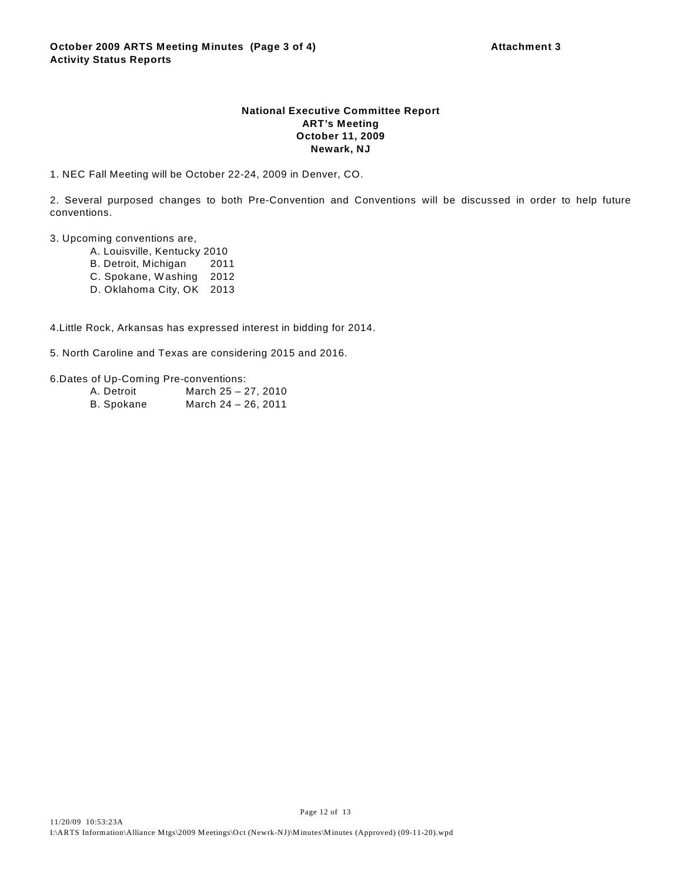## National Executive Committee Report
### ART's Meeting
### October 11, 2009
### Newark, NJ

1. NEC Fall Meeting will be October 22-24, 2009 in Denver, CO.

2. Several purposed changes to both Pre-Convention and Conventions will be discussed in order to help future conventions.

3. Upcoming conventions are,
   - A. Louisville, Kentucky 2010
   - B. Detroit, Michigan 2011
   - C. Spokane, Washing 2012
   - D. Oklahoma City, OK 2013

4.Little Rock, Arkansas has expressed interest in bidding for 2014.

5. North Caroline and Texas are considering 2015 and 2016.

6.Dates of Up-Coming Pre-conventions:
   - A. Detroit March 25 – 27, 2010
   - B. Spokane March 24 – 26, 2011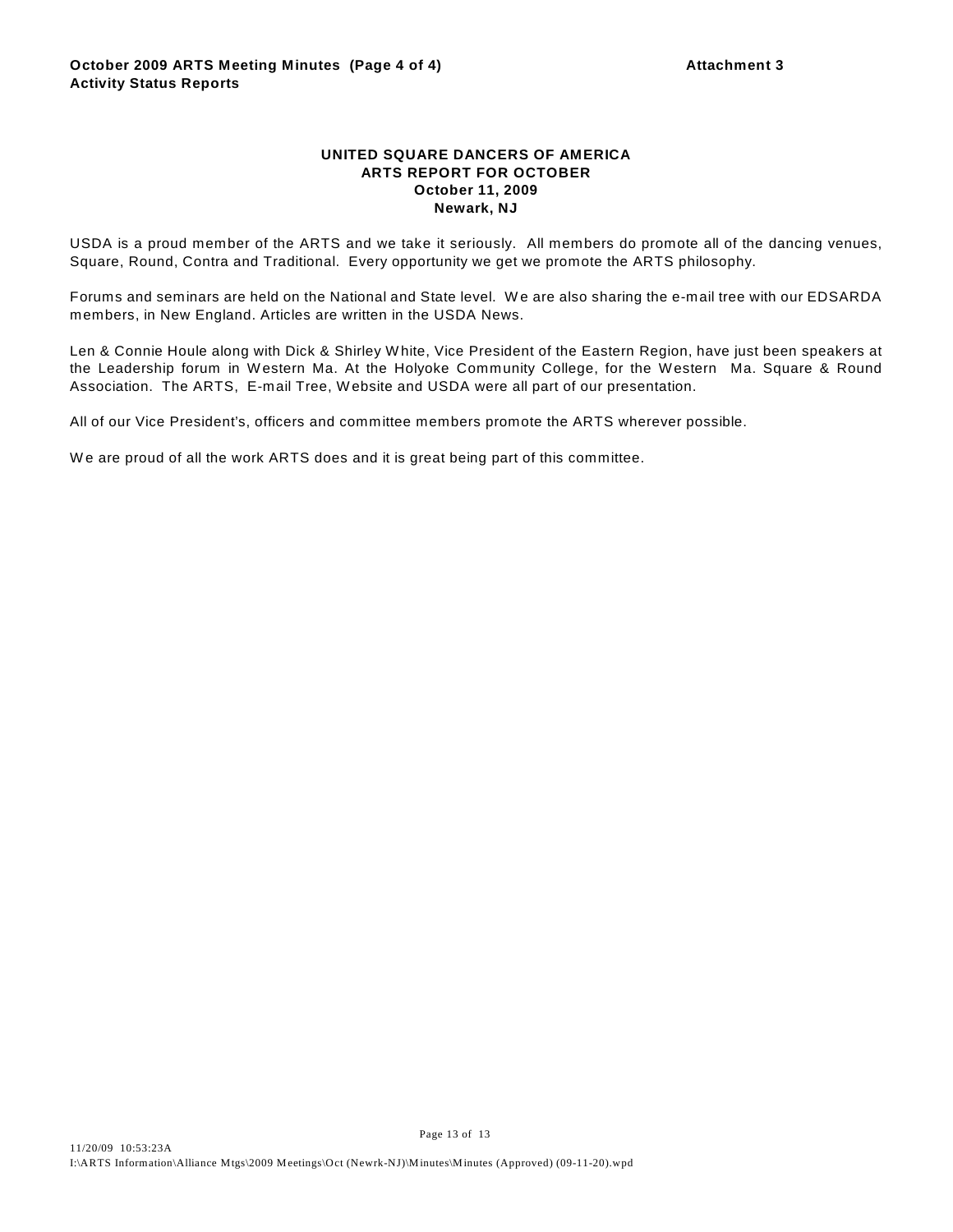## UNITED SQUARE DANCERS OF AMERICA
## ARTS REPORT FOR OCTOBER
## October 11, 2009
## Newark, NJ

USDA is a proud member of the ARTS and we take it seriously. All members do promote all of the dancing venues, Square, Round, Contra and Traditional. Every opportunity we get we promote the ARTS philosophy.

Forums and seminars are held on the National and State level. We are also sharing the e-mail tree with our EDSARDA members, in New England. Articles are written in the USDA News.

Len & Connie Houle along with Dick & Shirley White, Vice President of the Eastern Region, have just been speakers at the Leadership forum in Western Ma. At the Holyoke Community College, for the Western Ma. Square & Round Association. The ARTS, E-mail Tree, Website and USDA were all part of our presentation.

All of our Vice President's, officers and committee members promote the ARTS wherever possible.

We are proud of all the work ARTS does and it is great being part of this committee.